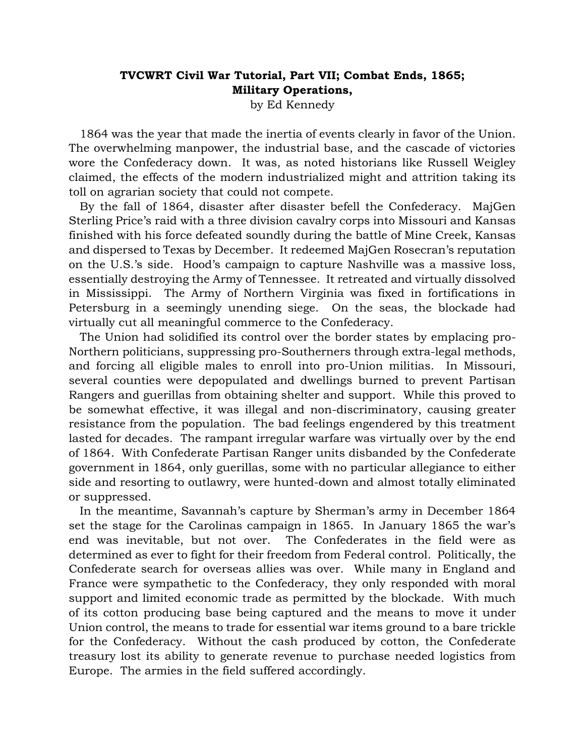**TVCWRT Civil War Tutorial, Part VII; Combat Ends, 1865; Military Operations,**

by Ed Kennedy

1864 was the year that made the inertia of events clearly in favor of the Union. The overwhelming manpower, the industrial base, and the cascade of victories wore the Confederacy down. It was, as noted historians like Russell Weigley claimed, the effects of the modern industrialized might and attrition taking its toll on agrarian society that could not compete.

By the fall of 1864, disaster after disaster befell the Confederacy. MajGen Sterling Price's raid with a three division cavalry corps into Missouri and Kansas finished with his force defeated soundly during the battle of Mine Creek, Kansas and dispersed to Texas by December. It redeemed MajGen Rosecran's reputation on the U.S.'s side. Hood's campaign to capture Nashville was a massive loss, essentially destroying the Army of Tennessee. It retreated and virtually dissolved in Mississippi. The Army of Northern Virginia was fixed in fortifications in Petersburg in a seemingly unending siege. On the seas, the blockade had virtually cut all meaningful commerce to the Confederacy.

The Union had solidified its control over the border states by emplacing pro-Northern politicians, suppressing pro-Southerners through extra-legal methods, and forcing all eligible males to enroll into pro-Union militias. In Missouri, several counties were depopulated and dwellings burned to prevent Partisan Rangers and guerillas from obtaining shelter and support. While this proved to be somewhat effective, it was illegal and non-discriminatory, causing greater resistance from the population. The bad feelings engendered by this treatment lasted for decades. The rampant irregular warfare was virtually over by the end of 1864. With Confederate Partisan Ranger units disbanded by the Confederate government in 1864, only guerillas, some with no particular allegiance to either side and resorting to outlawry, were hunted-down and almost totally eliminated or suppressed.

In the meantime, Savannah's capture by Sherman's army in December 1864 set the stage for the Carolinas campaign in 1865. In January 1865 the war's end was inevitable, but not over. The Confederates in the field were as determined as ever to fight for their freedom from Federal control. Politically, the Confederate search for overseas allies was over. While many in England and France were sympathetic to the Confederacy, they only responded with moral support and limited economic trade as permitted by the blockade. With much of its cotton producing base being captured and the means to move it under Union control, the means to trade for essential war items ground to a bare trickle for the Confederacy. Without the cash produced by cotton, the Confederate treasury lost its ability to generate revenue to purchase needed logistics from Europe. The armies in the field suffered accordingly.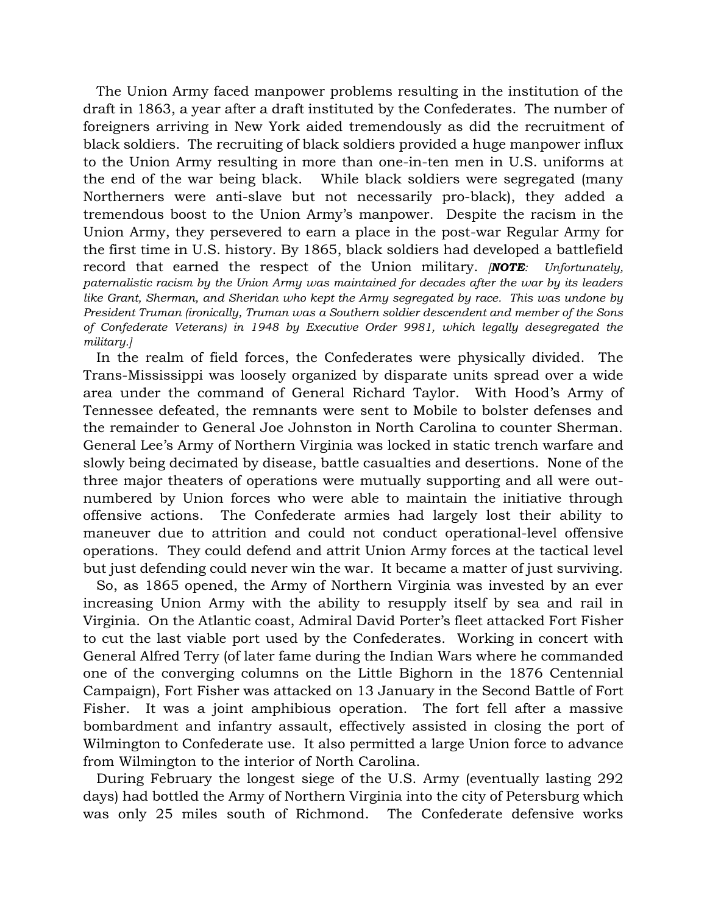The Union Army faced manpower problems resulting in the institution of the draft in 1863, a year after a draft instituted by the Confederates. The number of foreigners arriving in New York aided tremendously as did the recruitment of black soldiers. The recruiting of black soldiers provided a huge manpower influx to the Union Army resulting in more than one-in-ten men in U.S. uniforms at the end of the war being black. While black soldiers were segregated (many Northerners were anti-slave but not necessarily pro-black), they added a tremendous boost to the Union Army's manpower. Despite the racism in the Union Army, they persevered to earn a place in the post-war Regular Army for the first time in U.S. history. By 1865, black soldiers had developed a battlefield record that earned the respect of the Union military. *[**NOTE**: Unfortunately, paternalistic racism by the Union Army was maintained for decades after the war by its leaders like Grant, Sherman, and Sheridan who kept the Army segregated by race. This was undone by President Truman (ironically, Truman was a Southern soldier descendent and member of the Sons of Confederate Veterans) in 1948 by Executive Order 9981, which legally desegregated the military.]*

In the realm of field forces, the Confederates were physically divided. The Trans-Mississippi was loosely organized by disparate units spread over a wide area under the command of General Richard Taylor. With Hood's Army of Tennessee defeated, the remnants were sent to Mobile to bolster defenses and the remainder to General Joe Johnston in North Carolina to counter Sherman. General Lee's Army of Northern Virginia was locked in static trench warfare and slowly being decimated by disease, battle casualties and desertions. None of the three major theaters of operations were mutually supporting and all were outnumbered by Union forces who were able to maintain the initiative through offensive actions. The Confederate armies had largely lost their ability to maneuver due to attrition and could not conduct operational-level offensive operations. They could defend and attrit Union Army forces at the tactical level but just defending could never win the war. It became a matter of just surviving.

So, as 1865 opened, the Army of Northern Virginia was invested by an ever increasing Union Army with the ability to resupply itself by sea and rail in Virginia. On the Atlantic coast, Admiral David Porter's fleet attacked Fort Fisher to cut the last viable port used by the Confederates. Working in concert with General Alfred Terry (of later fame during the Indian Wars where he commanded one of the converging columns on the Little Bighorn in the 1876 Centennial Campaign), Fort Fisher was attacked on 13 January in the Second Battle of Fort Fisher. It was a joint amphibious operation. The fort fell after a massive bombardment and infantry assault, effectively assisted in closing the port of Wilmington to Confederate use. It also permitted a large Union force to advance from Wilmington to the interior of North Carolina.

During February the longest siege of the U.S. Army (eventually lasting 292 days) had bottled the Army of Northern Virginia into the city of Petersburg which was only 25 miles south of Richmond. The Confederate defensive works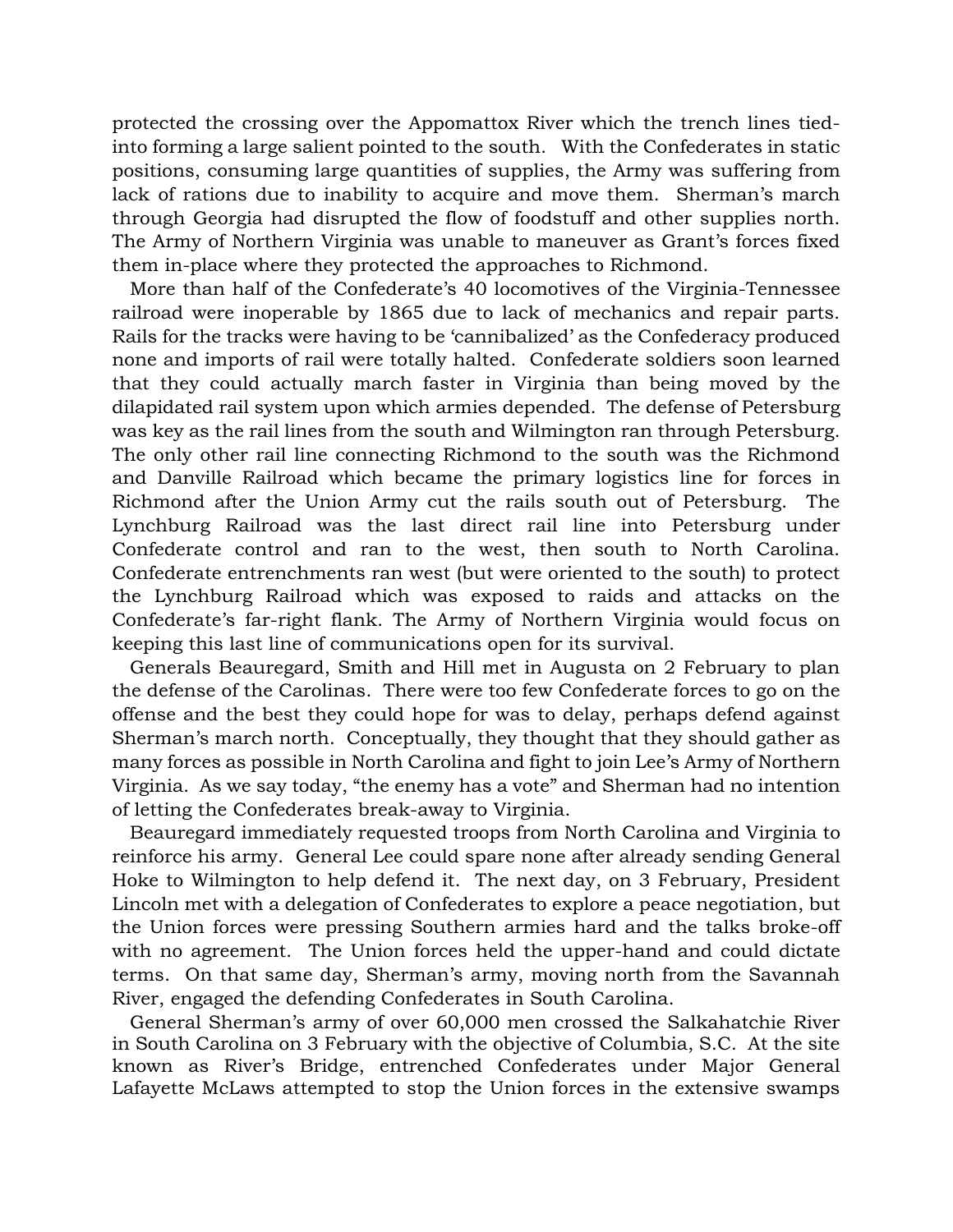protected the crossing over the Appomattox River which the trench lines tied-into forming a large salient pointed to the south. With the Confederates in static positions, consuming large quantities of supplies, the Army was suffering from lack of rations due to inability to acquire and move them. Sherman's march through Georgia had disrupted the flow of foodstuff and other supplies north. The Army of Northern Virginia was unable to maneuver as Grant's forces fixed them in-place where they protected the approaches to Richmond.

More than half of the Confederate's 40 locomotives of the Virginia-Tennessee railroad were inoperable by 1865 due to lack of mechanics and repair parts. Rails for the tracks were having to be 'cannibalized' as the Confederacy produced none and imports of rail were totally halted. Confederate soldiers soon learned that they could actually march faster in Virginia than being moved by the dilapidated rail system upon which armies depended. The defense of Petersburg was key as the rail lines from the south and Wilmington ran through Petersburg. The only other rail line connecting Richmond to the south was the Richmond and Danville Railroad which became the primary logistics line for forces in Richmond after the Union Army cut the rails south out of Petersburg. The Lynchburg Railroad was the last direct rail line into Petersburg under Confederate control and ran to the west, then south to North Carolina. Confederate entrenchments ran west (but were oriented to the south) to protect the Lynchburg Railroad which was exposed to raids and attacks on the Confederate's far-right flank. The Army of Northern Virginia would focus on keeping this last line of communications open for its survival.

Generals Beauregard, Smith and Hill met in Augusta on 2 February to plan the defense of the Carolinas. There were too few Confederate forces to go on the offense and the best they could hope for was to delay, perhaps defend against Sherman's march north. Conceptually, they thought that they should gather as many forces as possible in North Carolina and fight to join Lee's Army of Northern Virginia. As we say today, "the enemy has a vote" and Sherman had no intention of letting the Confederates break-away to Virginia.

Beauregard immediately requested troops from North Carolina and Virginia to reinforce his army. General Lee could spare none after already sending General Hoke to Wilmington to help defend it. The next day, on 3 February, President Lincoln met with a delegation of Confederates to explore a peace negotiation, but the Union forces were pressing Southern armies hard and the talks broke-off with no agreement. The Union forces held the upper-hand and could dictate terms. On that same day, Sherman's army, moving north from the Savannah River, engaged the defending Confederates in South Carolina.

General Sherman's army of over 60,000 men crossed the Salkahatchie River in South Carolina on 3 February with the objective of Columbia, S.C. At the site known as River's Bridge, entrenched Confederates under Major General Lafayette McLaws attempted to stop the Union forces in the extensive swamps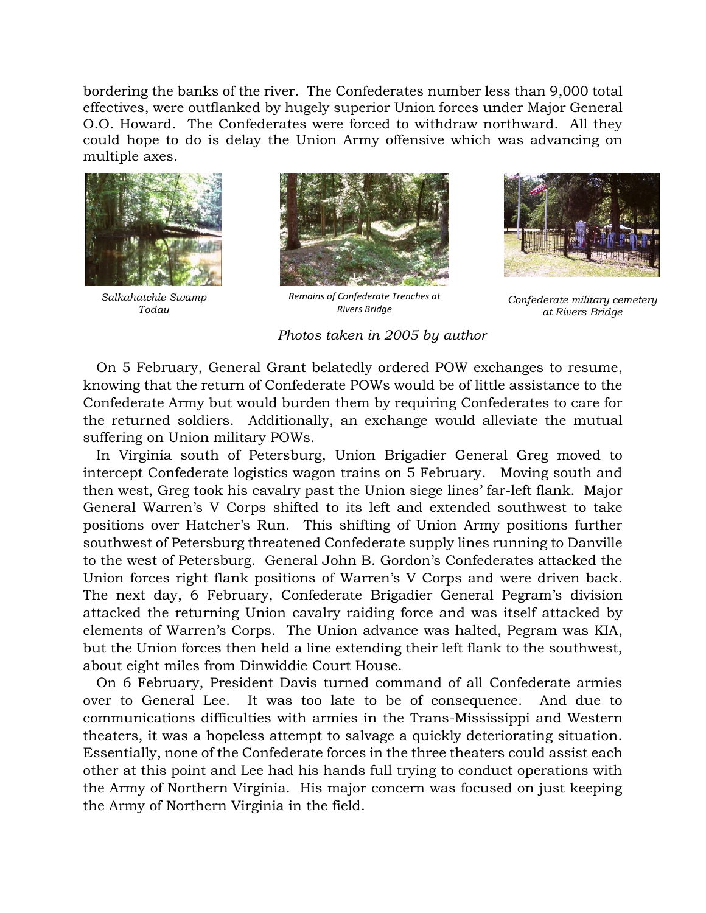bordering the banks of the river. The Confederates number less than 9,000 total effectives, were outflanked by hugely superior Union forces under Major General O.O. Howard. The Confederates were forced to withdraw northward. All they could hope to do is delay the Union Army offensive which was advancing on multiple axes.

*Salkahatchie Swamp Todau*

*Remains of Confederate Trenches at Rivers Bridge*

*Confederate military cemetery at Rivers Bridge*

*Photos taken in 2005 by author*

On 5 February, General Grant belatedly ordered POW exchanges to resume, knowing that the return of Confederate POWs would be of little assistance to the Confederate Army but would burden them by requiring Confederates to care for the returned soldiers. Additionally, an exchange would alleviate the mutual suffering on Union military POWs.

In Virginia south of Petersburg, Union Brigadier General Greg moved to intercept Confederate logistics wagon trains on 5 February. Moving south and then west, Greg took his cavalry past the Union siege lines' far-left flank. Major General Warren's V Corps shifted to its left and extended southwest to take positions over Hatcher's Run. This shifting of Union Army positions further southwest of Petersburg threatened Confederate supply lines running to Danville to the west of Petersburg. General John B. Gordon's Confederates attacked the Union forces right flank positions of Warren's V Corps and were driven back. The next day, 6 February, Confederate Brigadier General Pegram's division attacked the returning Union cavalry raiding force and was itself attacked by elements of Warren's Corps. The Union advance was halted, Pegram was KIA, but the Union forces then held a line extending their left flank to the southwest, about eight miles from Dinwiddie Court House.

On 6 February, President Davis turned command of all Confederate armies over to General Lee. It was too late to be of consequence. And due to communications difficulties with armies in the Trans-Mississippi and Western theaters, it was a hopeless attempt to salvage a quickly deteriorating situation. Essentially, none of the Confederate forces in the three theaters could assist each other at this point and Lee had his hands full trying to conduct operations with the Army of Northern Virginia. His major concern was focused on just keeping the Army of Northern Virginia in the field.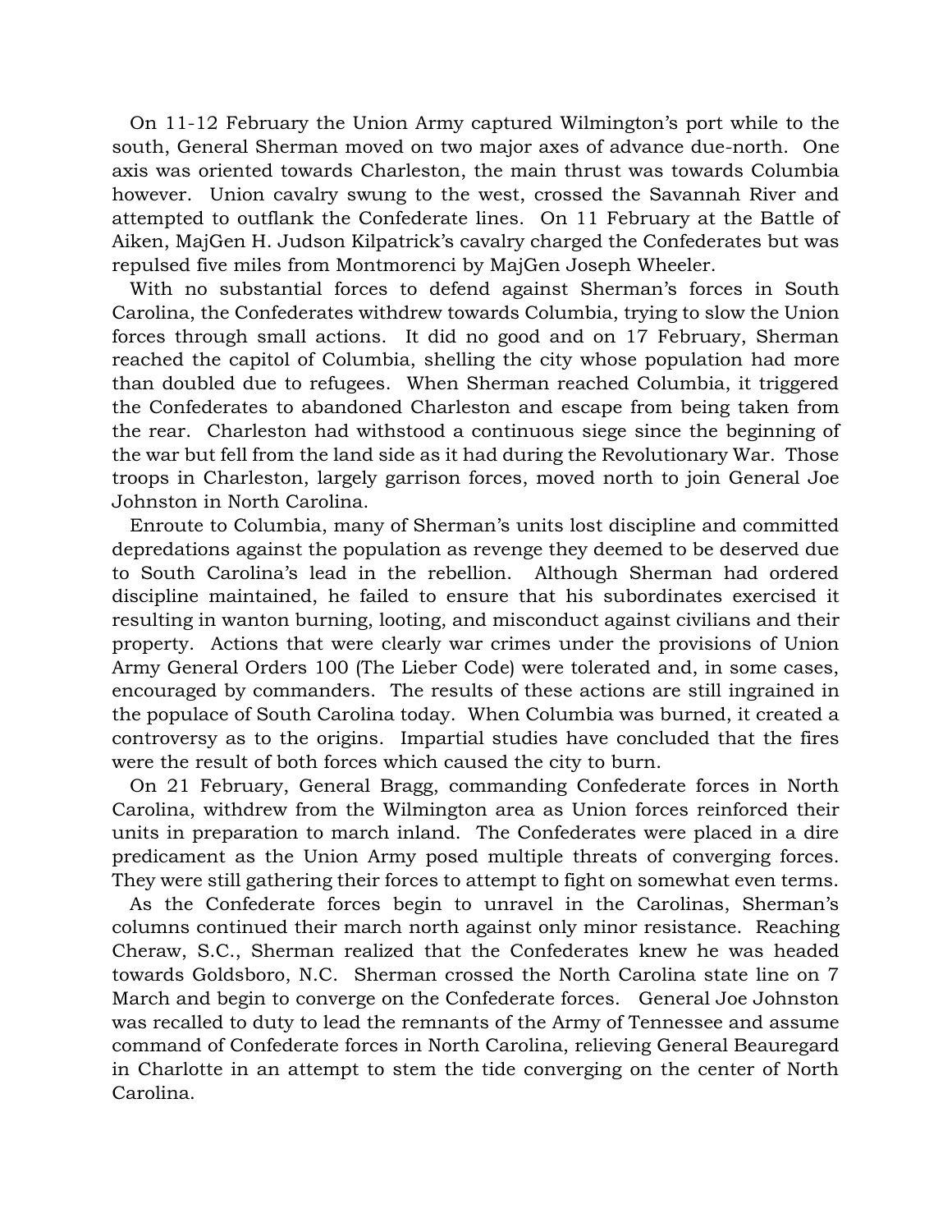On 11-12 February the Union Army captured Wilmington's port while to the south, General Sherman moved on two major axes of advance due-north. One axis was oriented towards Charleston, the main thrust was towards Columbia however. Union cavalry swung to the west, crossed the Savannah River and attempted to outflank the Confederate lines. On 11 February at the Battle of Aiken, MajGen H. Judson Kilpatrick's cavalry charged the Confederates but was repulsed five miles from Montmorenci by MajGen Joseph Wheeler.

With no substantial forces to defend against Sherman's forces in South Carolina, the Confederates withdrew towards Columbia, trying to slow the Union forces through small actions. It did no good and on 17 February, Sherman reached the capitol of Columbia, shelling the city whose population had more than doubled due to refugees. When Sherman reached Columbia, it triggered the Confederates to abandoned Charleston and escape from being taken from the rear. Charleston had withstood a continuous siege since the beginning of the war but fell from the land side as it had during the Revolutionary War. Those troops in Charleston, largely garrison forces, moved north to join General Joe Johnston in North Carolina.

Enroute to Columbia, many of Sherman's units lost discipline and committed depredations against the population as revenge they deemed to be deserved due to South Carolina's lead in the rebellion. Although Sherman had ordered discipline maintained, he failed to ensure that his subordinates exercised it resulting in wanton burning, looting, and misconduct against civilians and their property. Actions that were clearly war crimes under the provisions of Union Army General Orders 100 (The Lieber Code) were tolerated and, in some cases, encouraged by commanders. The results of these actions are still ingrained in the populace of South Carolina today. When Columbia was burned, it created a controversy as to the origins. Impartial studies have concluded that the fires were the result of both forces which caused the city to burn.

On 21 February, General Bragg, commanding Confederate forces in North Carolina, withdrew from the Wilmington area as Union forces reinforced their units in preparation to march inland. The Confederates were placed in a dire predicament as the Union Army posed multiple threats of converging forces. They were still gathering their forces to attempt to fight on somewhat even terms.

As the Confederate forces begin to unravel in the Carolinas, Sherman's columns continued their march north against only minor resistance. Reaching Cheraw, S.C., Sherman realized that the Confederates knew he was headed towards Goldsboro, N.C. Sherman crossed the North Carolina state line on 7 March and begin to converge on the Confederate forces. General Joe Johnston was recalled to duty to lead the remnants of the Army of Tennessee and assume command of Confederate forces in North Carolina, relieving General Beauregard in Charlotte in an attempt to stem the tide converging on the center of North Carolina.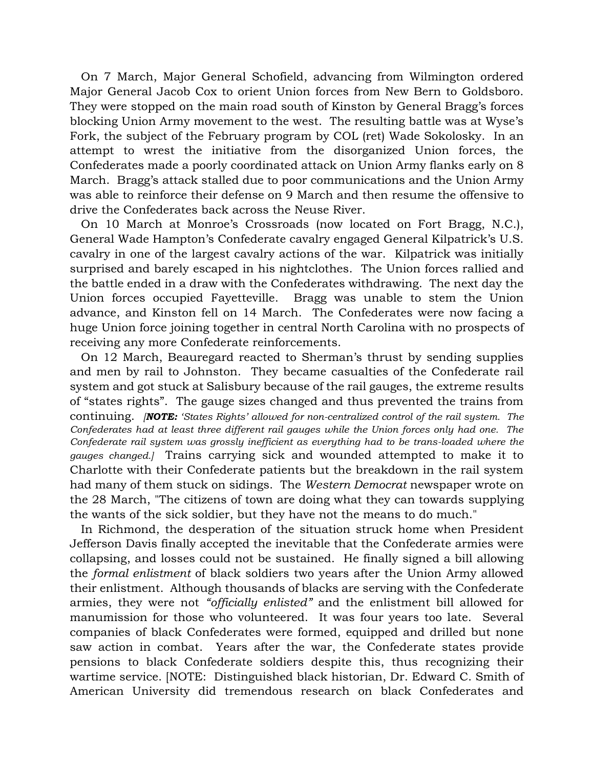On 7 March, Major General Schofield, advancing from Wilmington ordered Major General Jacob Cox to orient Union forces from New Bern to Goldsboro. They were stopped on the main road south of Kinston by General Bragg's forces blocking Union Army movement to the west. The resulting battle was at Wyse's Fork, the subject of the February program by COL (ret) Wade Sokolosky. In an attempt to wrest the initiative from the disorganized Union forces, the Confederates made a poorly coordinated attack on Union Army flanks early on 8 March. Bragg's attack stalled due to poor communications and the Union Army was able to reinforce their defense on 9 March and then resume the offensive to drive the Confederates back across the Neuse River.

On 10 March at Monroe's Crossroads (now located on Fort Bragg, N.C.), General Wade Hampton's Confederate cavalry engaged General Kilpatrick's U.S. cavalry in one of the largest cavalry actions of the war. Kilpatrick was initially surprised and barely escaped in his nightclothes. The Union forces rallied and the battle ended in a draw with the Confederates withdrawing. The next day the Union forces occupied Fayetteville. Bragg was unable to stem the Union advance, and Kinston fell on 14 March. The Confederates were now facing a huge Union force joining together in central North Carolina with no prospects of receiving any more Confederate reinforcements.

On 12 March, Beauregard reacted to Sherman's thrust by sending supplies and men by rail to Johnston. They became casualties of the Confederate rail system and got stuck at Salisbury because of the rail gauges, the extreme results of "states rights". The gauge sizes changed and thus prevented the trains from continuing. *[**NOTE:** 'States Rights' allowed for non-centralized control of the rail system. The Confederates had at least three different rail gauges while the Union forces only had one. The Confederate rail system was grossly inefficient as everything had to be trans-loaded where the gauges changed.]* Trains carrying sick and wounded attempted to make it to Charlotte with their Confederate patients but the breakdown in the rail system had many of them stuck on sidings. The *Western Democrat* newspaper wrote on the 28 March, "The citizens of town are doing what they can towards supplying the wants of the sick soldier, but they have not the means to do much."

In Richmond, the desperation of the situation struck home when President Jefferson Davis finally accepted the inevitable that the Confederate armies were collapsing, and losses could not be sustained. He finally signed a bill allowing the *formal enlistment* of black soldiers two years after the Union Army allowed their enlistment. Although thousands of blacks are serving with the Confederate armies, they were not *"officially enlisted"* and the enlistment bill allowed for manumission for those who volunteered. It was four years too late. Several companies of black Confederates were formed, equipped and drilled but none saw action in combat. Years after the war, the Confederate states provide pensions to black Confederate soldiers despite this, thus recognizing their wartime service. [NOTE: Distinguished black historian, Dr. Edward C. Smith of American University did tremendous research on black Confederates and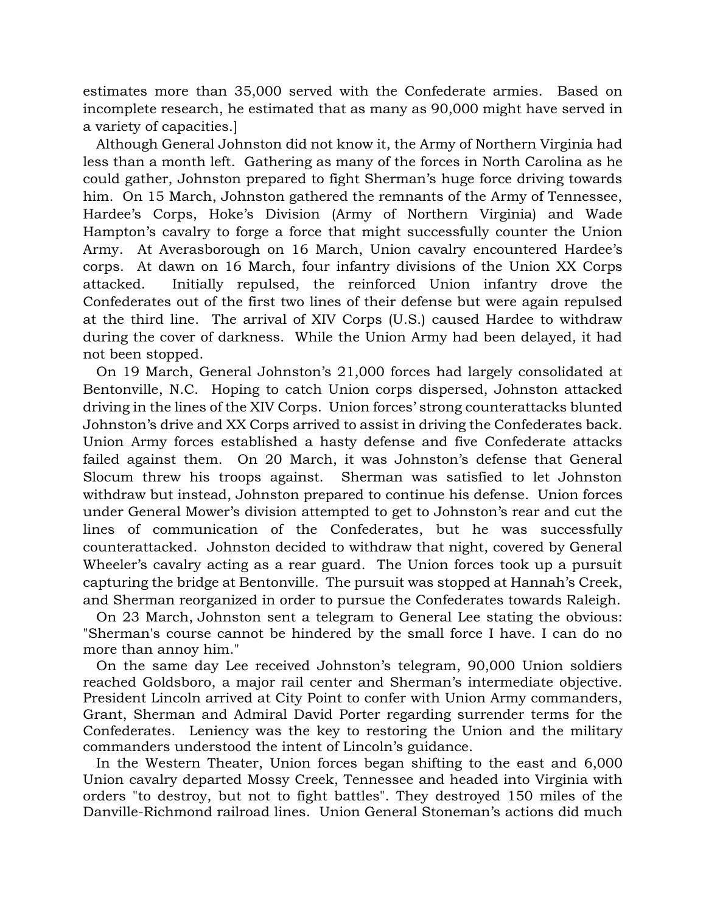estimates more than 35,000 served with the Confederate armies. Based on incomplete research, he estimated that as many as 90,000 might have served in a variety of capacities.]

Although General Johnston did not know it, the Army of Northern Virginia had less than a month left. Gathering as many of the forces in North Carolina as he could gather, Johnston prepared to fight Sherman's huge force driving towards him. On 15 March, Johnston gathered the remnants of the Army of Tennessee, Hardee's Corps, Hoke's Division (Army of Northern Virginia) and Wade Hampton's cavalry to forge a force that might successfully counter the Union Army. At Averasborough on 16 March, Union cavalry encountered Hardee's corps. At dawn on 16 March, four infantry divisions of the Union XX Corps attacked. Initially repulsed, the reinforced Union infantry drove the Confederates out of the first two lines of their defense but were again repulsed at the third line. The arrival of XIV Corps (U.S.) caused Hardee to withdraw during the cover of darkness. While the Union Army had been delayed, it had not been stopped.

On 19 March, General Johnston's 21,000 forces had largely consolidated at Bentonville, N.C. Hoping to catch Union corps dispersed, Johnston attacked driving in the lines of the XIV Corps. Union forces' strong counterattacks blunted Johnston's drive and XX Corps arrived to assist in driving the Confederates back. Union Army forces established a hasty defense and five Confederate attacks failed against them. On 20 March, it was Johnston's defense that General Slocum threw his troops against. Sherman was satisfied to let Johnston withdraw but instead, Johnston prepared to continue his defense. Union forces under General Mower's division attempted to get to Johnston's rear and cut the lines of communication of the Confederates, but he was successfully counterattacked. Johnston decided to withdraw that night, covered by General Wheeler's cavalry acting as a rear guard. The Union forces took up a pursuit capturing the bridge at Bentonville. The pursuit was stopped at Hannah's Creek, and Sherman reorganized in order to pursue the Confederates towards Raleigh.

On 23 March, Johnston sent a telegram to General Lee stating the obvious: "Sherman's course cannot be hindered by the small force I have. I can do no more than annoy him."

On the same day Lee received Johnston's telegram, 90,000 Union soldiers reached Goldsboro, a major rail center and Sherman's intermediate objective. President Lincoln arrived at City Point to confer with Union Army commanders, Grant, Sherman and Admiral David Porter regarding surrender terms for the Confederates. Leniency was the key to restoring the Union and the military commanders understood the intent of Lincoln's guidance.

In the Western Theater, Union forces began shifting to the east and 6,000 Union cavalry departed Mossy Creek, Tennessee and headed into Virginia with orders "to destroy, but not to fight battles". They destroyed 150 miles of the Danville-Richmond railroad lines. Union General Stoneman's actions did much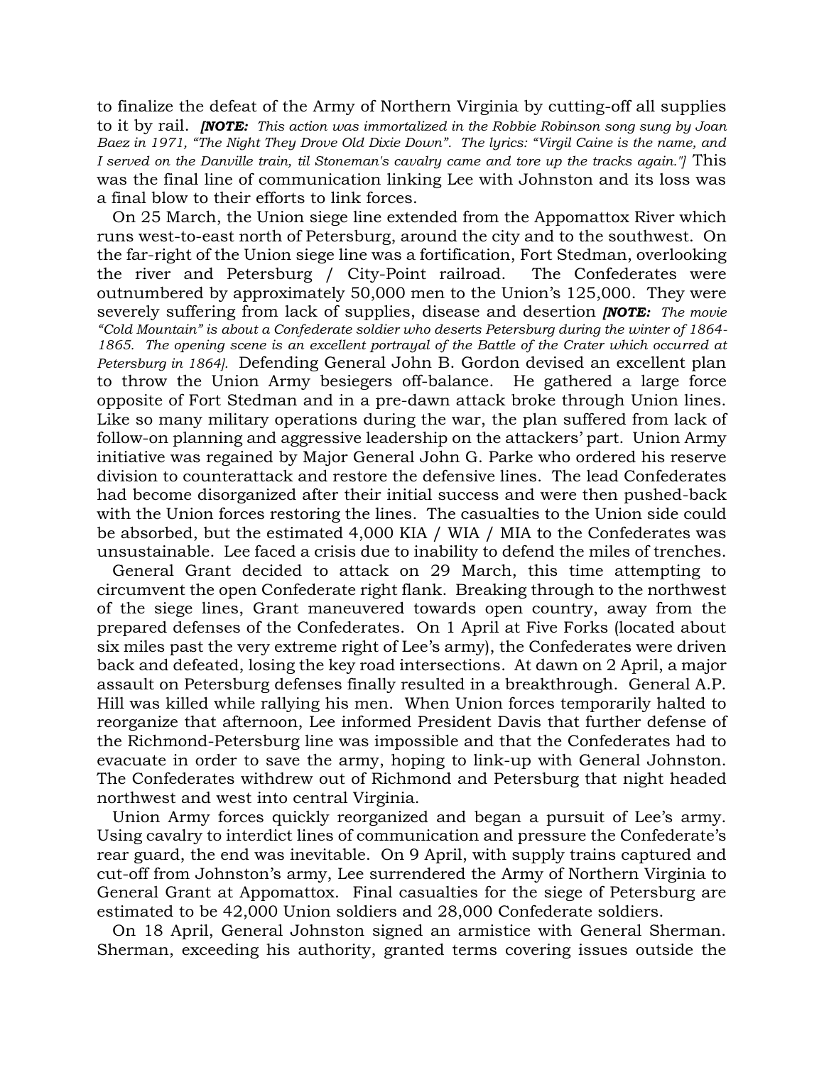to finalize the defeat of the Army of Northern Virginia by cutting-off all supplies to it by rail. ***[NOTE:*** *This action was immortalized in the Robbie Robinson song sung by Joan Baez in 1971, "The Night They Drove Old Dixie Down". The lyrics: "Virgil Caine is the name, and I served on the Danville train, til Stoneman's cavalry came and tore up the tracks again."]* This was the final line of communication linking Lee with Johnston and its loss was a final blow to their efforts to link forces.

On 25 March, the Union siege line extended from the Appomattox River which runs west-to-east north of Petersburg, around the city and to the southwest. On the far-right of the Union siege line was a fortification, Fort Stedman, overlooking the river and Petersburg / City-Point railroad. The Confederates were outnumbered by approximately 50,000 men to the Union's 125,000. They were severely suffering from lack of supplies, disease and desertion ***[NOTE:*** *The movie "Cold Mountain" is about a Confederate soldier who deserts Petersburg during the winter of 1864-1865. The opening scene is an excellent portrayal of the Battle of the Crater which occurred at Petersburg in 1864].* Defending General John B. Gordon devised an excellent plan to throw the Union Army besiegers off-balance. He gathered a large force opposite of Fort Stedman and in a pre-dawn attack broke through Union lines. Like so many military operations during the war, the plan suffered from lack of follow-on planning and aggressive leadership on the attackers' part. Union Army initiative was regained by Major General John G. Parke who ordered his reserve division to counterattack and restore the defensive lines. The lead Confederates had become disorganized after their initial success and were then pushed-back with the Union forces restoring the lines. The casualties to the Union side could be absorbed, but the estimated 4,000 KIA / WIA / MIA to the Confederates was unsustainable. Lee faced a crisis due to inability to defend the miles of trenches.

General Grant decided to attack on 29 March, this time attempting to circumvent the open Confederate right flank. Breaking through to the northwest of the siege lines, Grant maneuvered towards open country, away from the prepared defenses of the Confederates. On 1 April at Five Forks (located about six miles past the very extreme right of Lee's army), the Confederates were driven back and defeated, losing the key road intersections. At dawn on 2 April, a major assault on Petersburg defenses finally resulted in a breakthrough. General A.P. Hill was killed while rallying his men. When Union forces temporarily halted to reorganize that afternoon, Lee informed President Davis that further defense of the Richmond-Petersburg line was impossible and that the Confederates had to evacuate in order to save the army, hoping to link-up with General Johnston. The Confederates withdrew out of Richmond and Petersburg that night headed northwest and west into central Virginia.

Union Army forces quickly reorganized and began a pursuit of Lee's army. Using cavalry to interdict lines of communication and pressure the Confederate's rear guard, the end was inevitable. On 9 April, with supply trains captured and cut-off from Johnston's army, Lee surrendered the Army of Northern Virginia to General Grant at Appomattox. Final casualties for the siege of Petersburg are estimated to be 42,000 Union soldiers and 28,000 Confederate soldiers.

On 18 April, General Johnston signed an armistice with General Sherman. Sherman, exceeding his authority, granted terms covering issues outside the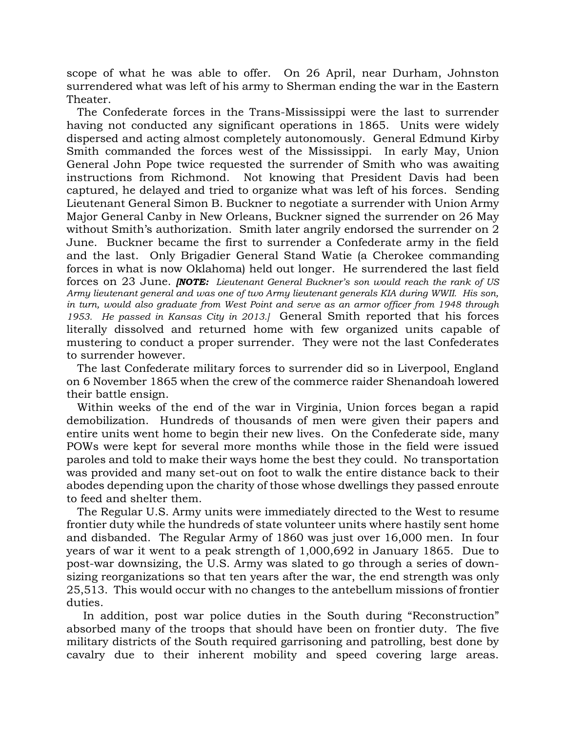scope of what he was able to offer. On 26 April, near Durham, Johnston surrendered what was left of his army to Sherman ending the war in the Eastern Theater.

The Confederate forces in the Trans-Mississippi were the last to surrender having not conducted any significant operations in 1865. Units were widely dispersed and acting almost completely autonomously. General Edmund Kirby Smith commanded the forces west of the Mississippi. In early May, Union General John Pope twice requested the surrender of Smith who was awaiting instructions from Richmond. Not knowing that President Davis had been captured, he delayed and tried to organize what was left of his forces. Sending Lieutenant General Simon B. Buckner to negotiate a surrender with Union Army Major General Canby in New Orleans, Buckner signed the surrender on 26 May without Smith's authorization. Smith later angrily endorsed the surrender on 2 June. Buckner became the first to surrender a Confederate army in the field and the last. Only Brigadier General Stand Watie (a Cherokee commanding forces in what is now Oklahoma) held out longer. He surrendered the last field forces on 23 June. ***[NOTE:*** *Lieutenant General Buckner's son would reach the rank of US Army lieutenant general and was one of two Army lieutenant generals KIA during WWII. His son, in turn, would also graduate from West Point and serve as an armor officer from 1948 through 1953. He passed in Kansas City in 2013.]* General Smith reported that his forces literally dissolved and returned home with few organized units capable of mustering to conduct a proper surrender. They were not the last Confederates to surrender however.

The last Confederate military forces to surrender did so in Liverpool, England on 6 November 1865 when the crew of the commerce raider Shenandoah lowered their battle ensign.

Within weeks of the end of the war in Virginia, Union forces began a rapid demobilization. Hundreds of thousands of men were given their papers and entire units went home to begin their new lives. On the Confederate side, many POWs were kept for several more months while those in the field were issued paroles and told to make their ways home the best they could. No transportation was provided and many set-out on foot to walk the entire distance back to their abodes depending upon the charity of those whose dwellings they passed enroute to feed and shelter them.

The Regular U.S. Army units were immediately directed to the West to resume frontier duty while the hundreds of state volunteer units where hastily sent home and disbanded. The Regular Army of 1860 was just over 16,000 men. In four years of war it went to a peak strength of 1,000,692 in January 1865. Due to post-war downsizing, the U.S. Army was slated to go through a series of down-sizing reorganizations so that ten years after the war, the end strength was only 25,513. This would occur with no changes to the antebellum missions of frontier duties.

In addition, post war police duties in the South during "Reconstruction" absorbed many of the troops that should have been on frontier duty. The five military districts of the South required garrisoning and patrolling, best done by cavalry due to their inherent mobility and speed covering large areas.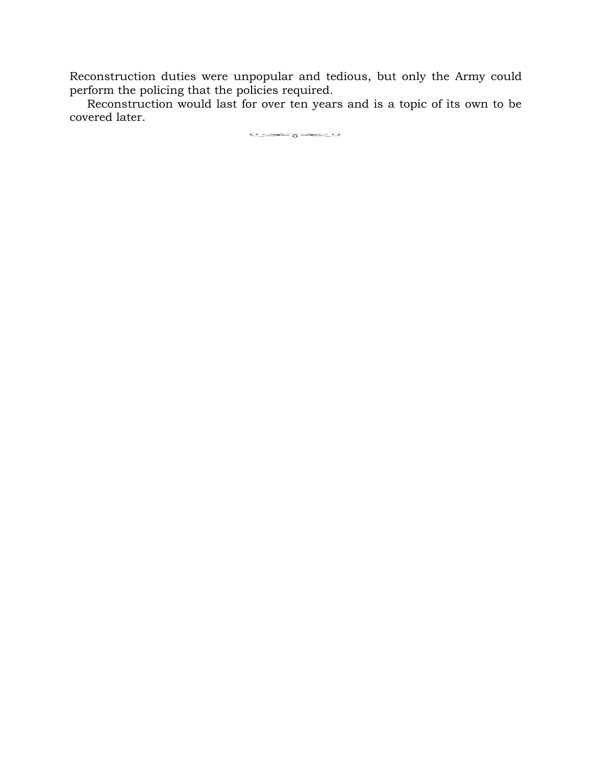Reconstruction duties were unpopular and tedious, but only the Army could perform the policing that the policies required.

Reconstruction would last for over ten years and is a topic of its own to be covered later.